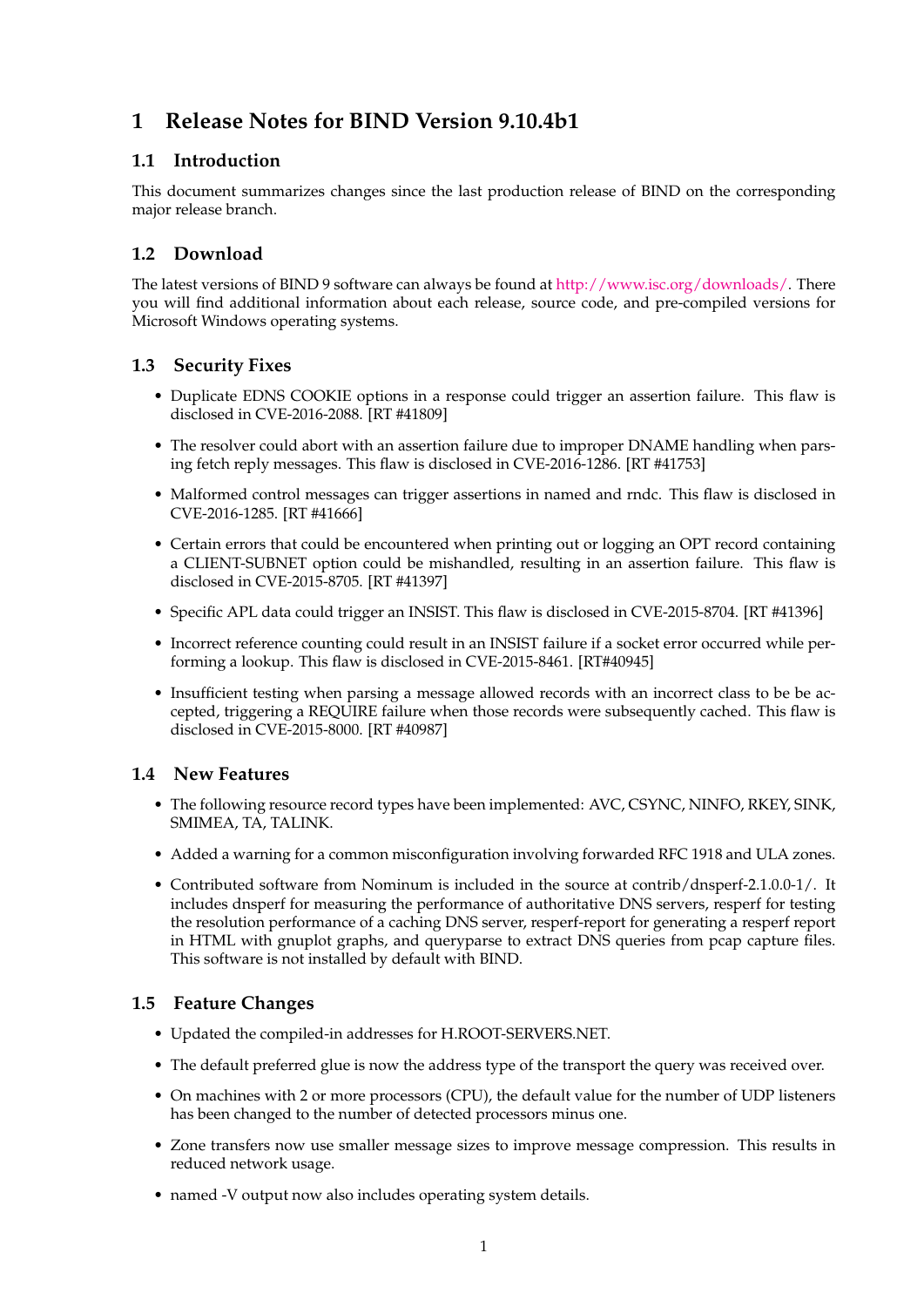# 1 Release Notes for BIND Version 9.10.4b1

## 1.1 Introduction

This document summarizes changes since the last production release of BIND on the corresponding major release branch.

## 1.2 Download

The latest versions of BIND 9 software can always be found at http://www.isc.org/downloads/. There you will find additional information about each release, source code, and pre-compiled versions for Microsoft Windows operating systems.

## 1.3 Security Fixes

- Duplicate EDNS COOKIE options in a response could trigger an assertion failure. This flaw is disclosed in CVE-2016-2088. [RT #41809]
- The resolver could abort with an assertion failure due to improper DNAME handling when parsing fetch reply messages. This flaw is disclosed in CVE-2016-1286. [RT #41753]
- Malformed control messages can trigger assertions in named and rndc. This flaw is disclosed in CVE-2016-1285. [RT #41666]
- Certain errors that could be encountered when printing out or logging an OPT record containing a CLIENT-SUBNET option could be mishandled, resulting in an assertion failure. This flaw is disclosed in CVE-2015-8705. [RT #41397]
- Specific APL data could trigger an INSIST. This flaw is disclosed in CVE-2015-8704. [RT #41396]
- Incorrect reference counting could result in an INSIST failure if a socket error occurred while performing a lookup. This flaw is disclosed in CVE-2015-8461. [RT#40945]
- Insufficient testing when parsing a message allowed records with an incorrect class to be be accepted, triggering a REQUIRE failure when those records were subsequently cached. This flaw is disclosed in CVE-2015-8000. [RT #40987]

## 1.4 New Features

- The following resource record types have been implemented: AVC, CSYNC, NINFO, RKEY, SINK, SMIMEA, TA, TALINK.
- Added a warning for a common misconfiguration involving forwarded RFC 1918 and ULA zones.
- Contributed software from Nominum is included in the source at contrib/dnsperf-2.1.0.0-1/. It includes dnsperf for measuring the performance of authoritative DNS servers, resperf for testing the resolution performance of a caching DNS server, resperf-report for generating a resperf report in HTML with gnuplot graphs, and queryparse to extract DNS queries from pcap capture files. This software is not installed by default with BIND.

## 1.5 Feature Changes

- Updated the compiled-in addresses for H.ROOT-SERVERS.NET.
- The default preferred glue is now the address type of the transport the query was received over.
- On machines with 2 or more processors (CPU), the default value for the number of UDP listeners has been changed to the number of detected processors minus one.
- Zone transfers now use smaller message sizes to improve message compression. This results in reduced network usage.
- named -V output now also includes operating system details.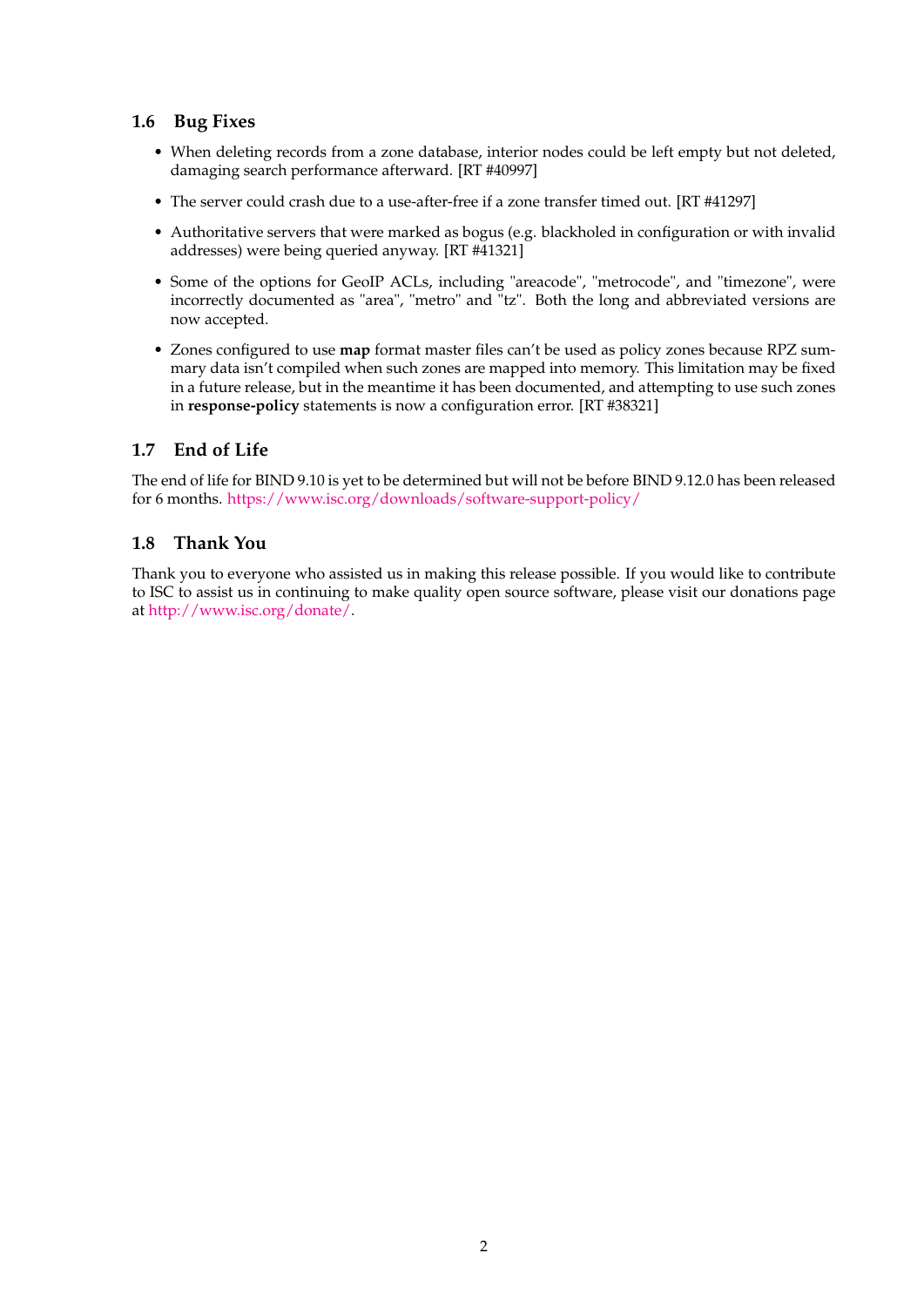## 1.6 Bug Fixes

- When deleting records from a zone database, interior nodes could be left empty but not deleted, damaging search performance afterward. [RT #40997]
- The server could crash due to a use-after-free if a zone transfer timed out. [RT #41297]
- Authoritative servers that were marked as bogus (e.g. blackholed in configuration or with invalid addresses) were being queried anyway. [RT #41321]
- Some of the options for GeoIP ACLs, including "areacode", "metrocode", and "timezone", were incorrectly documented as "area", "metro" and "tz". Both the long and abbreviated versions are now accepted.
- Zones configured to use **map** format master files can't be used as policy zones because RPZ summary data isn't compiled when such zones are mapped into memory. This limitation may be fixed in a future release, but in the meantime it has been documented, and attempting to use such zones in **response-policy** statements is now a configuration error. [RT #38321]

## 1.7 End of Life

The end of life for BIND 9.10 is yet to be determined but will not be before BIND 9.12.0 has been released for 6 months. https://www.isc.org/downloads/software-support-policy/

## 1.8 Thank You

Thank you to everyone who assisted us in making this release possible. If you would like to contribute to ISC to assist us in continuing to make quality open source software, please visit our donations page at http://www.isc.org/donate/.